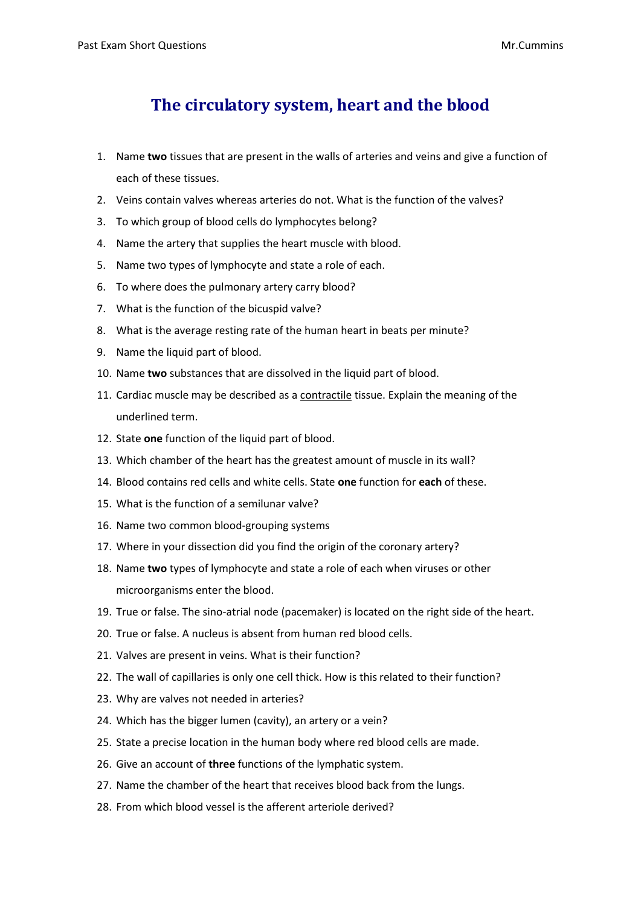# The circulatory system, heart and the blood

1. Name **two** tissues that are present in the walls of arteries and veins and give a function of each of these tissues.
2. Veins contain valves whereas arteries do not. What is the function of the valves?
3. To which group of blood cells do lymphocytes belong?
4. Name the artery that supplies the heart muscle with blood.
5. Name two types of lymphocyte and state a role of each.
6. To where does the pulmonary artery carry blood?
7. What is the function of the bicuspid valve?
8. What is the average resting rate of the human heart in beats per minute?
9. Name the liquid part of blood.
10. Name **two** substances that are dissolved in the liquid part of blood.
11. Cardiac muscle may be described as a <u>contractile</u> tissue. Explain the meaning of the underlined term.
12. State **one** function of the liquid part of blood.
13. Which chamber of the heart has the greatest amount of muscle in its wall?
14. Blood contains red cells and white cells. State **one** function for **each** of these.
15. What is the function of a semilunar valve?
16. Name two common blood-grouping systems
17. Where in your dissection did you find the origin of the coronary artery?
18. Name **two** types of lymphocyte and state a role of each when viruses or other microorganisms enter the blood.
19. True or false. The sino-atrial node (pacemaker) is located on the right side of the heart.
20. True or false. A nucleus is absent from human red blood cells.
21. Valves are present in veins. What is their function?
22. The wall of capillaries is only one cell thick. How is this related to their function?
23. Why are valves not needed in arteries?
24. Which has the bigger lumen (cavity), an artery or a vein?
25. State a precise location in the human body where red blood cells are made.
26. Give an account of **three** functions of the lymphatic system.
27. Name the chamber of the heart that receives blood back from the lungs.
28. From which blood vessel is the afferent arteriole derived?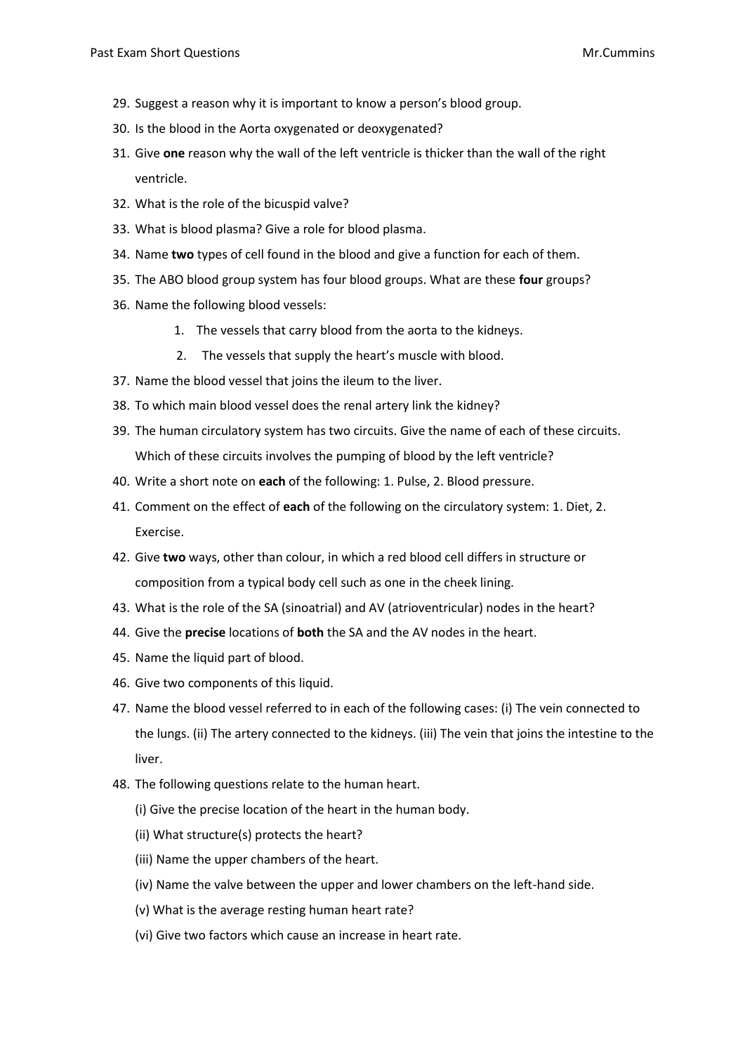29. Suggest a reason why it is important to know a person's blood group.
30. Is the blood in the Aorta oxygenated or deoxygenated?
31. Give **one** reason why the wall of the left ventricle is thicker than the wall of the right ventricle.
32. What is the role of the bicuspid valve?
33. What is blood plasma? Give a role for blood plasma.
34. Name **two** types of cell found in the blood and give a function for each of them.
35. The ABO blood group system has four blood groups. What are these **four** groups?
36. Name the following blood vessels:
    1. The vessels that carry blood from the aorta to the kidneys.
    2. The vessels that supply the heart's muscle with blood.
37. Name the blood vessel that joins the ileum to the liver.
38. To which main blood vessel does the renal artery link the kidney?
39. The human circulatory system has two circuits. Give the name of each of these circuits. Which of these circuits involves the pumping of blood by the left ventricle?
40. Write a short note on **each** of the following: 1. Pulse, 2. Blood pressure.
41. Comment on the effect of **each** of the following on the circulatory system: 1. Diet, 2. Exercise.
42. Give **two** ways, other than colour, in which a red blood cell differs in structure or composition from a typical body cell such as one in the cheek lining.
43. What is the role of the SA (sinoatrial) and AV (atrioventricular) nodes in the heart?
44. Give the **precise** locations of **both** the SA and the AV nodes in the heart.
45. Name the liquid part of blood.
46. Give two components of this liquid.
47. Name the blood vessel referred to in each of the following cases: (i) The vein connected to the lungs. (ii) The artery connected to the kidneys. (iii) The vein that joins the intestine to the liver.
48. The following questions relate to the human heart.

    (i) Give the precise location of the heart in the human body.

    (ii) What structure(s) protects the heart?

    (iii) Name the upper chambers of the heart.

    (iv) Name the valve between the upper and lower chambers on the left-hand side.

    (v) What is the average resting human heart rate?

    (vi) Give two factors which cause an increase in heart rate.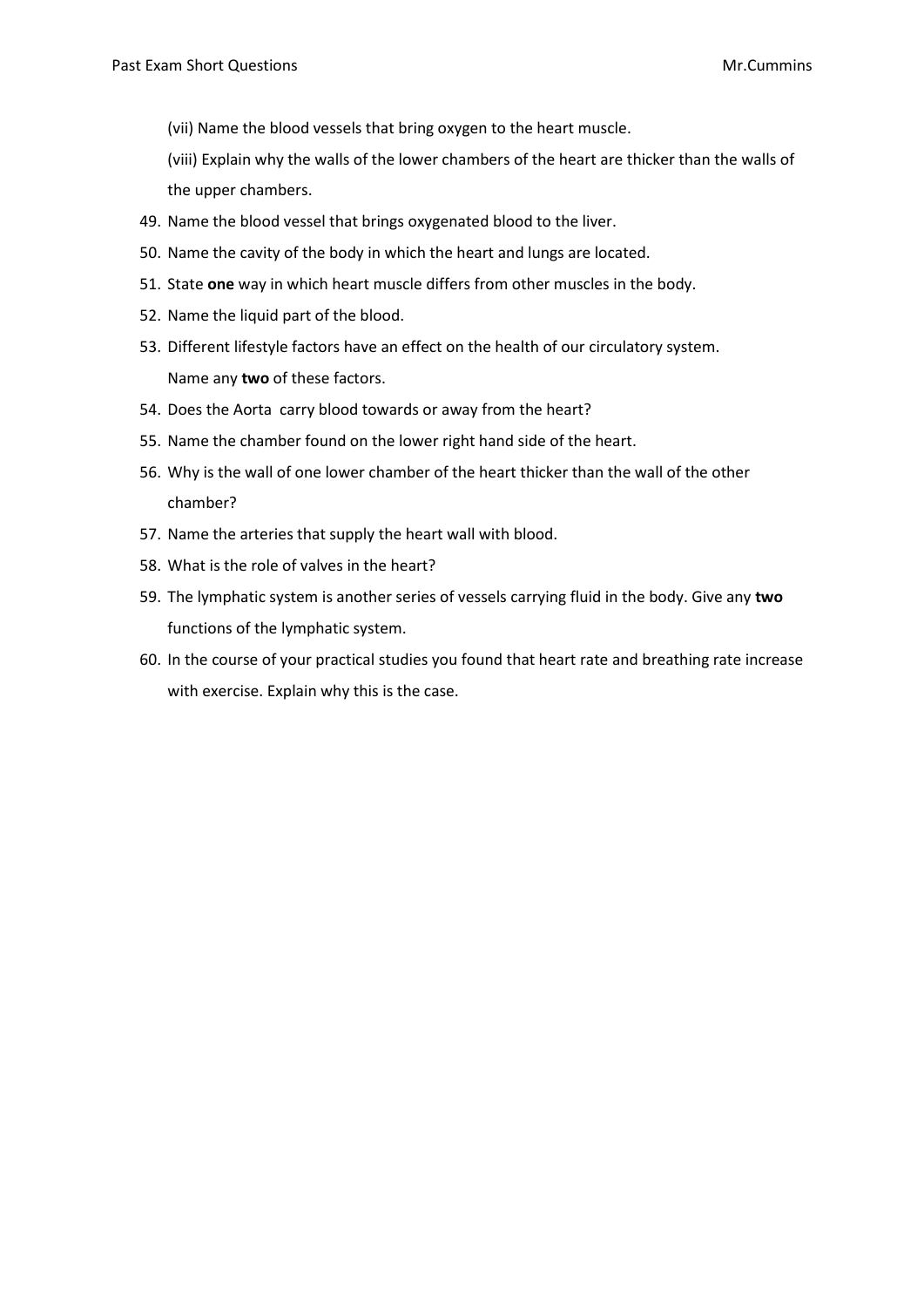(vii) Name the blood vessels that bring oxygen to the heart muscle.

(viii) Explain why the walls of the lower chambers of the heart are thicker than the walls of the upper chambers.

49. Name the blood vessel that brings oxygenated blood to the liver.
50. Name the cavity of the body in which the heart and lungs are located.
51. State **one** way in which heart muscle differs from other muscles in the body.
52. Name the liquid part of the blood.
53. Different lifestyle factors have an effect on the health of our circulatory system. Name any **two** of these factors.
54. Does the Aorta carry blood towards or away from the heart?
55. Name the chamber found on the lower right hand side of the heart.
56. Why is the wall of one lower chamber of the heart thicker than the wall of the other chamber?
57. Name the arteries that supply the heart wall with blood.
58. What is the role of valves in the heart?
59. The lymphatic system is another series of vessels carrying fluid in the body. Give any **two** functions of the lymphatic system.
60. In the course of your practical studies you found that heart rate and breathing rate increase with exercise. Explain why this is the case.